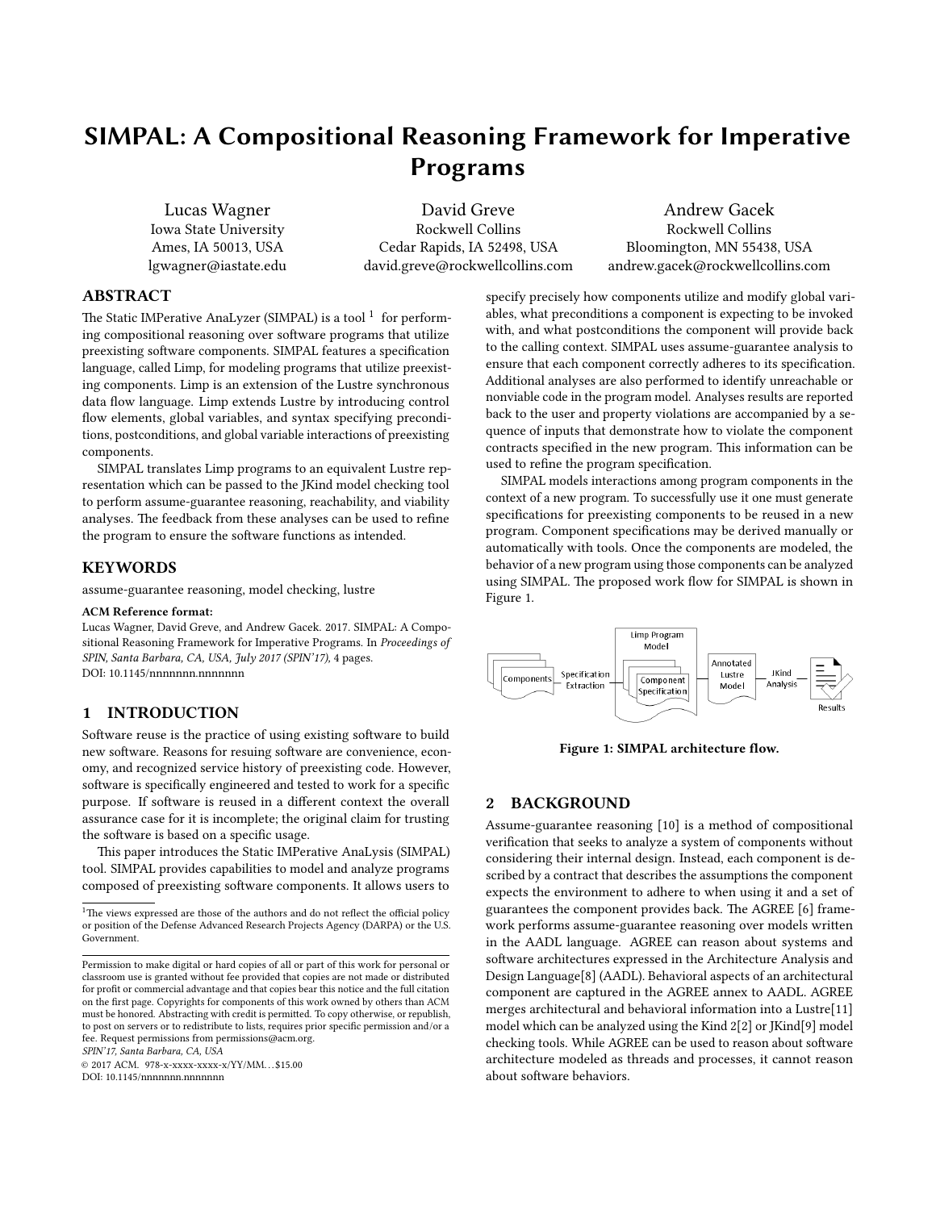# SIMPAL: A Compositional Reasoning Framework for Imperative Programs

Lucas Wagner
Iowa State University
Ames, IA 50013, USA
lgwagner@iastate.edu

David Greve
Rockwell Collins
Cedar Rapids, IA 52498, USA
david.greve@rockwellcollins.com

Andrew Gacek
Rockwell Collins
Bloomington, MN 55438, USA
andrew.gacek@rockwellcollins.com

## ABSTRACT

The Static IMPerative AnaLyzer (SIMPAL) is a tool [1] for performing compositional reasoning over software programs that utilize preexisting software components. SIMPAL features a specification language, called Limp, for modeling programs that utilize preexisting components. Limp is an extension of the Lustre synchronous data flow language. Limp extends Lustre by introducing control flow elements, global variables, and syntax specifying preconditions, postconditions, and global variable interactions of preexisting components.

SIMPAL translates Limp programs to an equivalent Lustre representation which can be passed to the JKind model checking tool to perform assume-guarantee reasoning, reachability, and viability analyses. The feedback from these analyses can be used to refine the program to ensure the software functions as intended.

## KEYWORDS

assume-guarantee reasoning, model checking, lustre

**ACM Reference format:**
Lucas Wagner, David Greve, and Andrew Gacek. 2017. SIMPAL: A Compositional Reasoning Framework for Imperative Programs. In *Proceedings of SPIN, Santa Barbara, CA, USA, July 2017 (SPIN'17),* 4 pages.
DOI: 10.1145/nnnnnnn.nnnnnnn

## 1 INTRODUCTION

Software reuse is the practice of using existing software to build new software. Reasons for resuing software are convenience, economy, and recognized service history of preexisting code. However, software is specifically engineered and tested to work for a specific purpose. If software is reused in a different context the overall assurance case for it is incomplete; the original claim for trusting the software is based on a specific usage.

This paper introduces the Static IMPerative AnaLysis (SIMPAL) tool. SIMPAL provides capabilities to model and analyze programs composed of preexisting software components. It allows users to specify precisely how components utilize and modify global variables, what preconditions a component is expecting to be invoked with, and what postconditions the component will provide back to the calling context. SIMPAL uses assume-guarantee analysis to ensure that each component correctly adheres to its specification. Additional analyses are also performed to identify unreachable or nonviable code in the program model. Analyses results are reported back to the user and property violations are accompanied by a sequence of inputs that demonstrate how to violate the component contracts specified in the new program. This information can be used to refine the program specification.

SIMPAL models interactions among program components in the context of a new program. To successfully use it one must generate specifications for preexisting components to be reused in a new program. Component specifications may be derived manually or automatically with tools. Once the components are modeled, the behavior of a new program using those components can be analyzed using SIMPAL. The proposed work flow for SIMPAL is shown in Figure 1.

Components → Specification Extraction → Limp Program Model (Component Specification) → Annotated Lustre Model → JKind Analysis → Results

**Figure 1: SIMPAL architecture flow.**

## 2 BACKGROUND

Assume-guarantee reasoning [10] is a method of compositional verification that seeks to analyze a system of components without considering their internal design. Instead, each component is described by a contract that describes the assumptions the component expects the environment to adhere to when using it and a set of guarantees the component provides back. The AGREE [6] framework performs assume-guarantee reasoning over models written in the AADL language. AGREE can reason about systems and software architectures expressed in the Architecture Analysis and Design Language[8] (AADL). Behavioral aspects of an architectural component are captured in the AGREE annex to AADL. AGREE merges architectural and behavioral information into a Lustre[11] model which can be analyzed using the Kind 2[2] or JKind[9] model checking tools. While AGREE can be used to reason about software architecture modeled as threads and processes, it cannot reason about software behaviors.

---

[1] The views expressed are those of the authors and do not reflect the official policy or position of the Defense Advanced Research Projects Agency (DARPA) or the U.S. Government.

Permission to make digital or hard copies of all or part of this work for personal or classroom use is granted without fee provided that copies are not made or distributed for profit or commercial advantage and that copies bear this notice and the full citation on the first page. Copyrights for components of this work owned by others than ACM must be honored. Abstracting with credit is permitted. To copy otherwise, or republish, to post on servers or to redistribute to lists, requires prior specific permission and/or a fee. Request permissions from permissions@acm.org.
*SPIN'17, Santa Barbara, CA, USA*
© 2017 ACM. 978-x-xxxx-xxxx-x/YY/MM...$15.00
DOI: 10.1145/nnnnnnn.nnnnnnn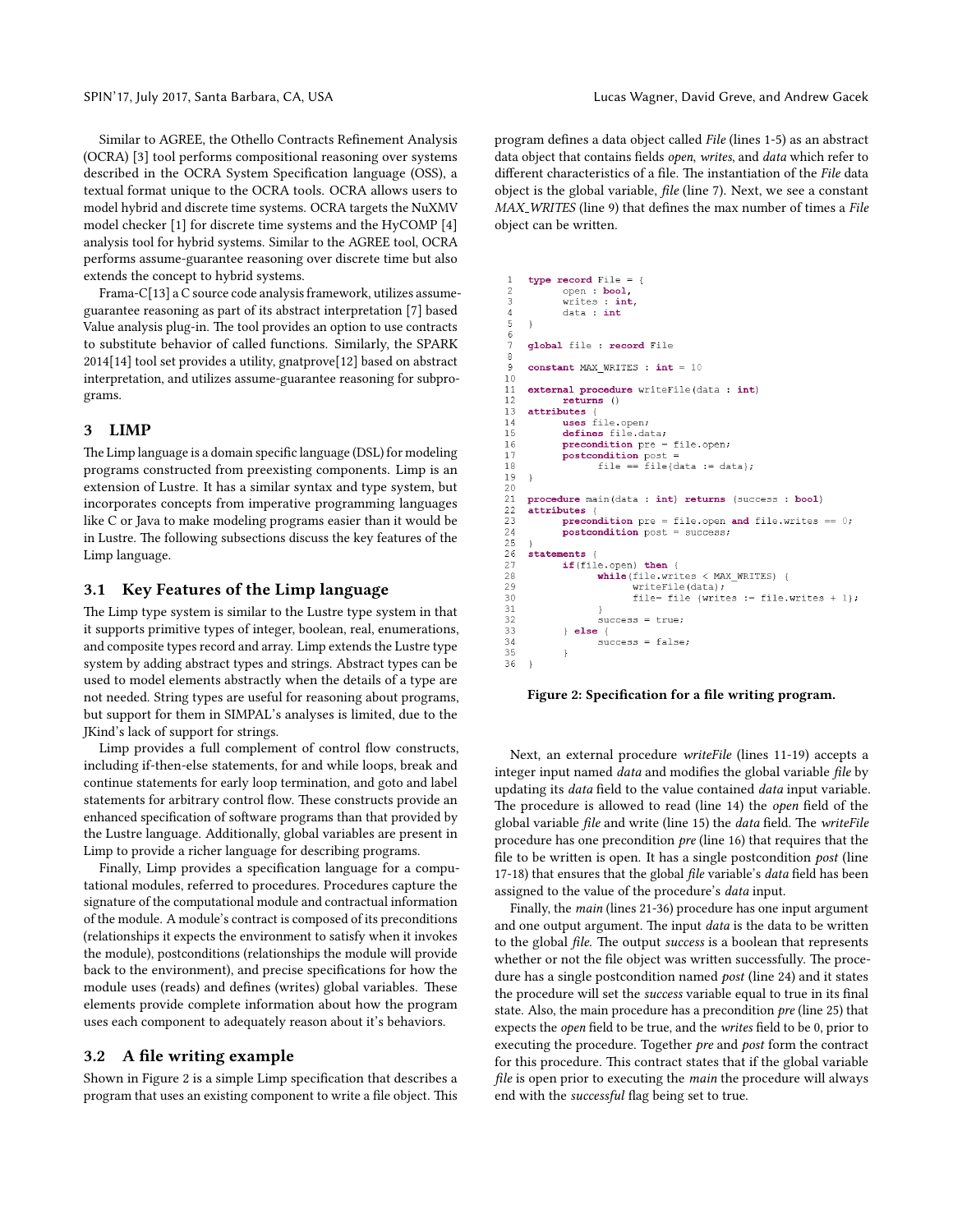Similar to AGREE, the Othello Contracts Refinement Analysis (OCRA) [3] tool performs compositional reasoning over systems described in the OCRA System Specification language (OSS), a textual format unique to the OCRA tools. OCRA allows users to model hybrid and discrete time systems. OCRA targets the NuXMV model checker [1] for discrete time systems and the HyCOMP [4] analysis tool for hybrid systems. Similar to the AGREE tool, OCRA performs assume-guarantee reasoning over discrete time but also extends the concept to hybrid systems.

Frama-C[13] a C source code analysis framework, utilizes assume-guarantee reasoning as part of its abstract interpretation [7] based Value analysis plug-in. The tool provides an option to use contracts to substitute behavior of called functions. Similarly, the SPARK 2014[14] tool set provides a utility, gnatprove[12] based on abstract interpretation, and utilizes assume-guarantee reasoning for subprograms.

## 3 LIMP

The Limp language is a domain specific language (DSL) for modeling programs constructed from preexisting components. Limp is an extension of Lustre. It has a similar syntax and type system, but incorporates concepts from imperative programming languages like C or Java to make modeling programs easier than it would be in Lustre. The following subsections discuss the key features of the Limp language.

### 3.1 Key Features of the Limp language

The Limp type system is similar to the Lustre type system in that it supports primitive types of integer, boolean, real, enumerations, and composite types record and array. Limp extends the Lustre type system by adding abstract types and strings. Abstract types can be used to model elements abstractly when the details of a type are not needed. String types are useful for reasoning about programs, but support for them in SIMPAL's analyses is limited, due to the JKind's lack of support for strings.

Limp provides a full complement of control flow constructs, including if-then-else statements, for and while loops, break and continue statements for early loop termination, and goto and label statements for arbitrary control flow. These constructs provide an enhanced specification of software programs than that provided by the Lustre language. Additionally, global variables are present in Limp to provide a richer language for describing programs.

Finally, Limp provides a specification language for a computational modules, referred to procedures. Procedures capture the signature of the computational module and contractual information of the module. A module's contract is composed of its preconditions (relationships it expects the environment to satisfy when it invokes the module), postconditions (relationships the module will provide back to the environment), and precise specifications for how the module uses (reads) and defines (writes) global variables. These elements provide complete information about how the program uses each component to adequately reason about it's behaviors.

### 3.2 A file writing example

Shown in Figure 2 is a simple Limp specification that describes a program that uses an existing component to write a file object. This program defines a data object called *File* (lines 1-5) as an abstract data object that contains fields *open*, *writes*, and *data* which refer to different characteristics of a file. The instantiation of the *File* data object is the global variable, *file* (line 7). Next, we see a constant *MAX_WRITES* (line 9) that defines the max number of times a *File* object can be written.

```
1   type record File = {
2          open : bool,
3          writes : int,
4          data : int
5   }
6
7   global file : record File
8
9   constant MAX_WRITES : int = 10
10
11  external procedure writeFile(data : int)
12         returns ()
13  attributes {
14         uses file.open;
15         defines file.data;
16         precondition pre = file.open;
17         postcondition post =
18                file == file{data := data};
19  }
20
21  procedure main(data : int) returns (success : bool)
22  attributes {
23         precondition pre = file.open and file.writes == 0;
24         postcondition post = success;
25  }
26  statements {
27         if(file.open) then {
28                while(file.writes < MAX_WRITES) {
29                       writeFile(data);
30                       file= file {writes := file.writes + 1};
31                }
32                success = true;
33         } else {
34                success = false;
35         }
36  }
```

**Figure 2: Specification for a file writing program.**

Next, an external procedure *writeFile* (lines 11-19) accepts a integer input named *data* and modifies the global variable *file* by updating its *data* field to the value contained *data* input variable. The procedure is allowed to read (line 14) the *open* field of the global variable *file* and write (line 15) the *data* field. The *writeFile* procedure has one precondition *pre* (line 16) that requires that the file to be written is open. It has a single postcondition *post* (line 17-18) that ensures that the global *file* variable's *data* field has been assigned to the value of the procedure's *data* input.

Finally, the *main* (lines 21-36) procedure has one input argument and one output argument. The input *data* is the data to be written to the global *file*. The output *success* is a boolean that represents whether or not the file object was written successfully. The procedure has a single postcondition named *post* (line 24) and it states the procedure will set the *success* variable equal to true in its final state. Also, the main procedure has a precondition *pre* (line 25) that expects the *open* field to be true, and the *writes* field to be 0, prior to executing the procedure. Together *pre* and *post* form the contract for this procedure. This contract states that if the global variable *file* is open prior to executing the *main* the procedure will always end with the *successful* flag being set to true.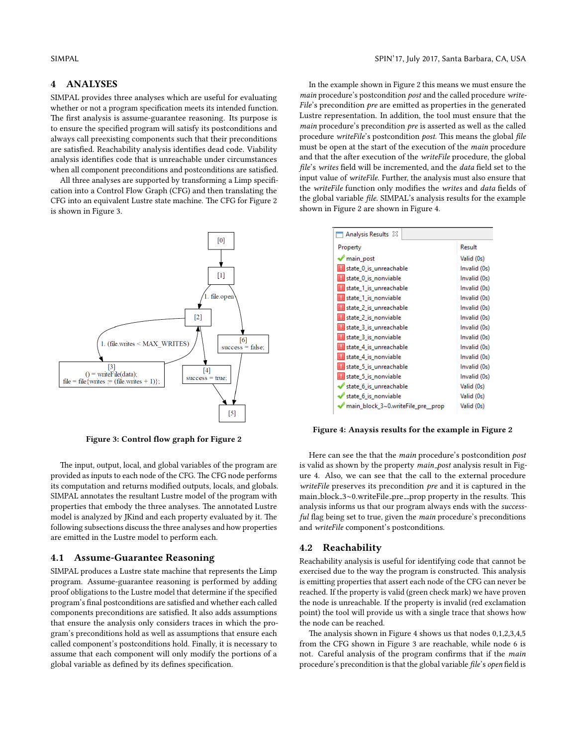## 4 ANALYSES

SIMPAL provides three analyses which are useful for evaluating whether or not a program specification meets its intended function. The first analysis is assume-guarantee reasoning. Its purpose is to ensure the specified program will satisfy its postconditions and always call preexisting components such that their preconditions are satisfied. Reachability analysis identifies dead code. Viability analysis identifies code that is unreachable under circumstances when all component preconditions and postconditions are satisfied.

All three analyses are supported by transforming a Limp specification into a Control Flow Graph (CFG) and then translating the CFG into an equivalent Lustre state machine. The CFG for Figure 2 is shown in Figure 3.

**Figure 3: Control flow graph for Figure 2**

The input, output, local, and global variables of the program are provided as inputs to each node of the CFG. The CFG node performs its computation and returns modified outputs, locals, and globals. SIMPAL annotates the resultant Lustre model of the program with properties that embody the three analyses. The annotated Lustre model is analyzed by JKind and each property evaluated by it. The following subsections discuss the three analyses and how properties are emitted in the Lustre model to perform each.

### 4.1 Assume-Guarantee Reasoning

SIMPAL produces a Lustre state machine that represents the Limp program. Assume-guarantee reasoning is performed by adding proof obligations to the Lustre model that determine if the specified program's final postconditions are satisfied and whether each called components preconditions are satisfied. It also adds assumptions that ensure the analysis only considers traces in which the program's preconditions hold as well as assumptions that ensure each called component's postconditions hold. Finally, it is necessary to assume that each component will only modify the portions of a global variable as defined by its defines specification.

In the example shown in Figure 2 this means we must ensure the *main* procedure's postcondition *post* and the called procedure *writeFile*'s precondition *pre* are emitted as properties in the generated Lustre representation. In addition, the tool must ensure that the *main* procedure's precondition *pre* is asserted as well as the called procedure *writeFile*'s postcondition *post*. This means the global *file* must be open at the start of the execution of the *main* procedure and that the after execution of the *writeFile* procedure, the global *file*'s *writes* field will be incremented, and the *data* field set to the input value of *writeFile*. Further, the analysis must also ensure that the *writeFile* function only modifies the *writes* and *data* fields of the global variable *file*. SIMPAL's analysis results for the example shown in Figure 2 are shown in Figure 4.

| Property | Result |
|---|---|
| main_post | Valid (0s) |
| state_0_is_unreachable | Invalid (0s) |
| state_0_is_nonviable | Invalid (0s) |
| state_1_is_unreachable | Invalid (0s) |
| state_1_is_nonviable | Invalid (0s) |
| state_2_is_unreachable | Invalid (0s) |
| state_2_is_nonviable | Invalid (0s) |
| state_3_is_unreachable | Invalid (0s) |
| state_3_is_nonviable | Invalid (0s) |
| state_4_is_unreachable | Invalid (0s) |
| state_4_is_nonviable | Invalid (0s) |
| state_5_is_unreachable | Invalid (0s) |
| state_5_is_nonviable | Invalid (0s) |
| state_6_is_unreachable | Valid (0s) |
| state_6_is_nonviable | Valid (0s) |
| main_block_3~0.writeFile_pre__prop | Valid (0s) |

**Figure 4: Anaysis results for the example in Figure 2**

Here can see the that the *main* procedure's postcondition *post* is valid as shown by the property *main_post* analysis result in Figure 4. Also, we can see that the call to the external procedure *writeFile* preserves its precondition *pre* and it is captured in the main_block_3~0.writeFile_pre__prop property in the results. This analysis informs us that our program always ends with the *successful* flag being set to true, given the *main* procedure's preconditions and *writeFile* component's postconditions.

### 4.2 Reachability

Reachability analysis is useful for identifying code that cannot be exercised due to the way the program is constructed. This analysis is emitting properties that assert each node of the CFG can never be reached. If the property is valid (green check mark) we have proven the node is unreachable. If the property is invalid (red exclamation point) the tool will provide us with a single trace that shows how the node can be reached.

The analysis shown in Figure 4 shows us that nodes 0,1,2,3,4,5 from the CFG shown in Figure 3 are reachable, while node 6 is not. Careful analysis of the program confirms that if the *main* procedure's precondition is that the global variable *file*'s *open* field is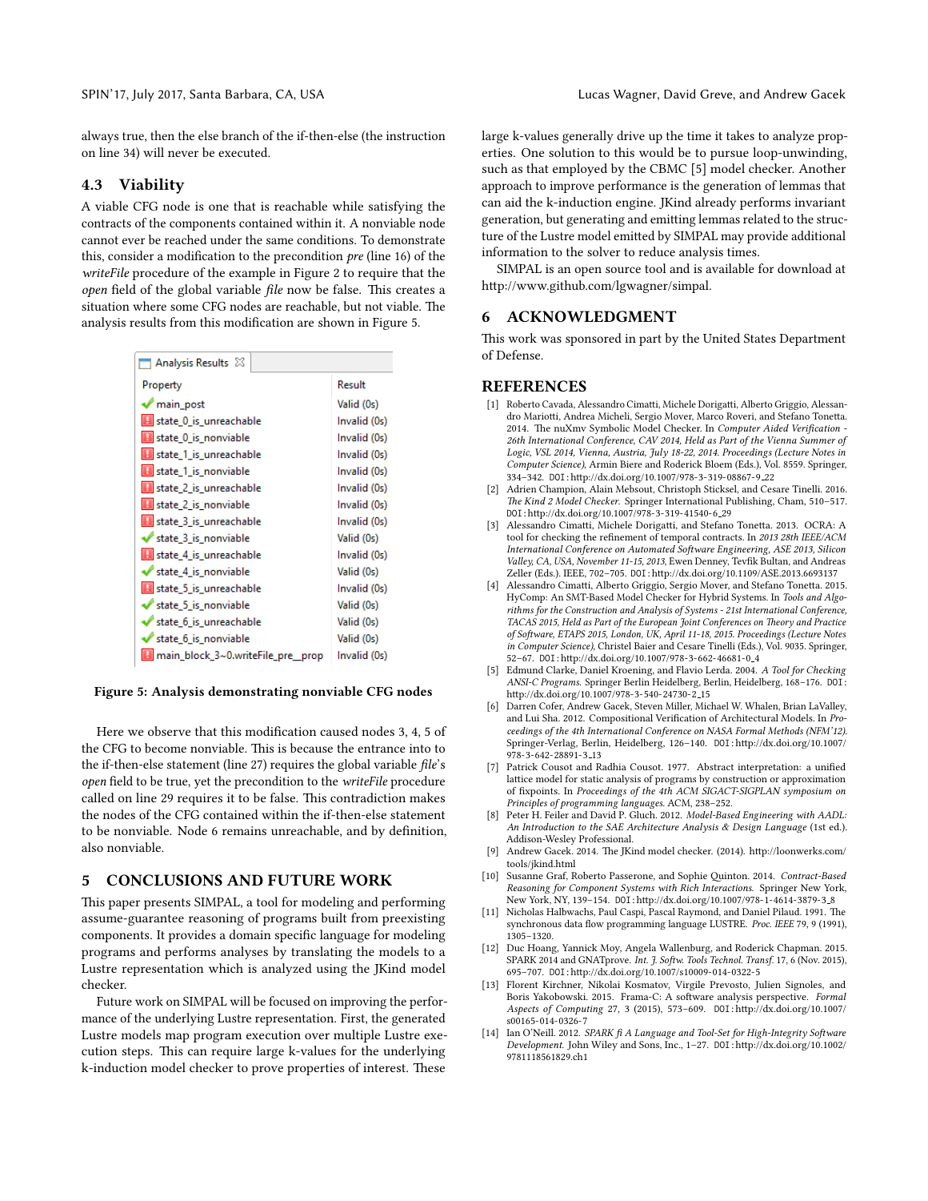always true, then the else branch of the if-then-else (the instruction on line 34) will never be executed.

### 4.3 Viability

A viable CFG node is one that is reachable while satisfying the contracts of the components contained within it. A nonviable node cannot ever be reached under the same conditions. To demonstrate this, consider a modification to the precondition *pre* (line 16) of the *writeFile* procedure of the example in Figure 2 to require that the *open* field of the global variable *file* now be false. This creates a situation where some CFG nodes are reachable, but not viable. The analysis results from this modification are shown in Figure 5.

| Property | Result |
|---|---|
| main_post | Valid (0s) |
| state_0_is_unreachable | Invalid (0s) |
| state_0_is_nonviable | Invalid (0s) |
| state_1_is_unreachable | Invalid (0s) |
| state_1_is_nonviable | Invalid (0s) |
| state_2_is_unreachable | Invalid (0s) |
| state_2_is_nonviable | Invalid (0s) |
| state_3_is_unreachable | Invalid (0s) |
| state_3_is_nonviable | Valid (0s) |
| state_4_is_unreachable | Invalid (0s) |
| state_4_is_nonviable | Valid (0s) |
| state_5_is_unreachable | Invalid (0s) |
| state_5_is_nonviable | Valid (0s) |
| state_6_is_unreachable | Valid (0s) |
| state_6_is_nonviable | Valid (0s) |
| main_block_3~0.writeFile_pre__prop | Invalid (0s) |

**Figure 5: Analysis demonstrating nonviable CFG nodes**

Here we observe that this modification caused nodes 3, 4, 5 of the CFG to become nonviable. This is because the entrance into to the if-then-else statement (line 27) requires the global variable *file*'s *open* field to be true, yet the precondition to the *writeFile* procedure called on line 29 requires it to be false. This contradiction makes the nodes of the CFG contained within the if-then-else statement to be nonviable. Node 6 remains unreachable, and by definition, also nonviable.

## 5 CONCLUSIONS AND FUTURE WORK

This paper presents SIMPAL, a tool for modeling and performing assume-guarantee reasoning of programs built from preexisting components. It provides a domain specific language for modeling programs and performs analyses by translating the models to a Lustre representation which is analyzed using the JKind model checker.

Future work on SIMPAL will be focused on improving the performance of the underlying Lustre representation. First, the generated Lustre models map program execution over multiple Lustre execution steps. This can require large k-values for the underlying k-induction model checker to prove properties of interest. These large k-values generally drive up the time it takes to analyze properties. One solution to this would be to pursue loop-unwinding, such as that employed by the CBMC [5] model checker. Another approach to improve performance is the generation of lemmas that can aid the k-induction engine. JKind already performs invariant generation, but generating and emitting lemmas related to the structure of the Lustre model emitted by SIMPAL may provide additional information to the solver to reduce analysis times.

SIMPAL is an open source tool and is available for download at http://www.github.com/lgwagner/simpal.

## 6 ACKNOWLEDGMENT

This work was sponsored in part by the United States Department of Defense.

## REFERENCES

[1] Roberto Cavada, Alessandro Cimatti, Michele Dorigatti, Alberto Griggio, Alessandro Mariotti, Andrea Micheli, Sergio Mover, Marco Roveri, and Stefano Tonetta. 2014. The nuXmv Symbolic Model Checker. In *Computer Aided Verification - 26th International Conference, CAV 2014, Held as Part of the Vienna Summer of Logic, VSL 2014, Vienna, Austria, July 18-22, 2014. Proceedings (Lecture Notes in Computer Science)*, Armin Biere and Roderick Bloem (Eds.), Vol. 8559. Springer, 334–342. DOI: http://dx.doi.org/10.1007/978-3-319-08867-9_22

[2] Adrien Champion, Alain Mebsout, Christoph Sticksel, and Cesare Tinelli. 2016. *The Kind 2 Model Checker.* Springer International Publishing, Cham, 510–517. DOI: http://dx.doi.org/10.1007/978-3-319-41540-6_29

[3] Alessandro Cimatti, Michele Dorigatti, and Stefano Tonetta. 2013. OCRA: A tool for checking the refinement of temporal contracts. In *2013 28th IEEE/ACM International Conference on Automated Software Engineering, ASE 2013, Silicon Valley, CA, USA, November 11-15, 2013*, Ewen Denney, Tevfik Bultan, and Andreas Zeller (Eds.). IEEE, 702–705. DOI: http://dx.doi.org/10.1109/ASE.2013.6693137

[4] Alessandro Cimatti, Alberto Griggio, Sergio Mover, and Stefano Tonetta. 2015. HyComp: An SMT-Based Model Checker for Hybrid Systems. In *Tools and Algorithms for the Construction and Analysis of Systems - 21st International Conference, TACAS 2015, Held as Part of the European Joint Conferences on Theory and Practice of Software, ETAPS 2015, London, UK, April 11-18, 2015. Proceedings (Lecture Notes in Computer Science)*, Christel Baier and Cesare Tinelli (Eds.), Vol. 9035. Springer, 52–67. DOI: http://dx.doi.org/10.1007/978-3-662-46681-0_4

[5] Edmund Clarke, Daniel Kroening, and Flavio Lerda. 2004. *A Tool for Checking ANSI-C Programs.* Springer Berlin Heidelberg, Berlin, Heidelberg, 168–176. DOI: http://dx.doi.org/10.1007/978-3-540-24730-2_15

[6] Darren Cofer, Andrew Gacek, Steven Miller, Michael W. Whalen, Brian LaValley, and Lui Sha. 2012. Compositional Verification of Architectural Models. In *Proceedings of the 4th International Conference on NASA Formal Methods (NFM'12).* Springer-Verlag, Berlin, Heidelberg, 126–140. DOI: http://dx.doi.org/10.1007/978-3-642-28891-3_13

[7] Patrick Cousot and Radhia Cousot. 1977. Abstract interpretation: a unified lattice model for static analysis of programs by construction or approximation of fixpoints. In *Proceedings of the 4th ACM SIGACT-SIGPLAN symposium on Principles of programming languages.* ACM, 238–252.

[8] Peter H. Feiler and David P. Gluch. 2012. *Model-Based Engineering with AADL: An Introduction to the SAE Architecture Analysis & Design Language* (1st ed.). Addison-Wesley Professional.

[9] Andrew Gacek. 2014. The JKind model checker. (2014). http://loonwerks.com/tools/jkind.html

[10] Susanne Graf, Roberto Passerone, and Sophie Quinton. 2014. *Contract-Based Reasoning for Component Systems with Rich Interactions.* Springer New York, New York, NY, 139–154. DOI: http://dx.doi.org/10.1007/978-1-4614-3879-3_8

[11] Nicholas Halbwachs, Paul Caspi, Pascal Raymond, and Daniel Pilaud. 1991. The synchronous data flow programming language LUSTRE. *Proc. IEEE* 79, 9 (1991), 1305–1320.

[12] Duc Hoang, Yannick Moy, Angela Wallenburg, and Roderick Chapman. 2015. SPARK 2014 and GNATprove. *Int. J. Softw. Tools Technol. Transf.* 17, 6 (Nov. 2015), 695–707. DOI: http://dx.doi.org/10.1007/s10009-014-0322-5

[13] Florent Kirchner, Nikolai Kosmatov, Virgile Prevosto, Julien Signoles, and Boris Yakobowski. 2015. Frama-C: A software analysis perspective. *Formal Aspects of Computing* 27, 3 (2015), 573–609. DOI: http://dx.doi.org/10.1007/s00165-014-0326-7

[14] Ian O'Neill. 2012. *SPARK fi A Language and Tool-Set for High-Integrity Software Development.* John Wiley and Sons, Inc., 1–27. DOI: http://dx.doi.org/10.1002/9781118561829.ch1